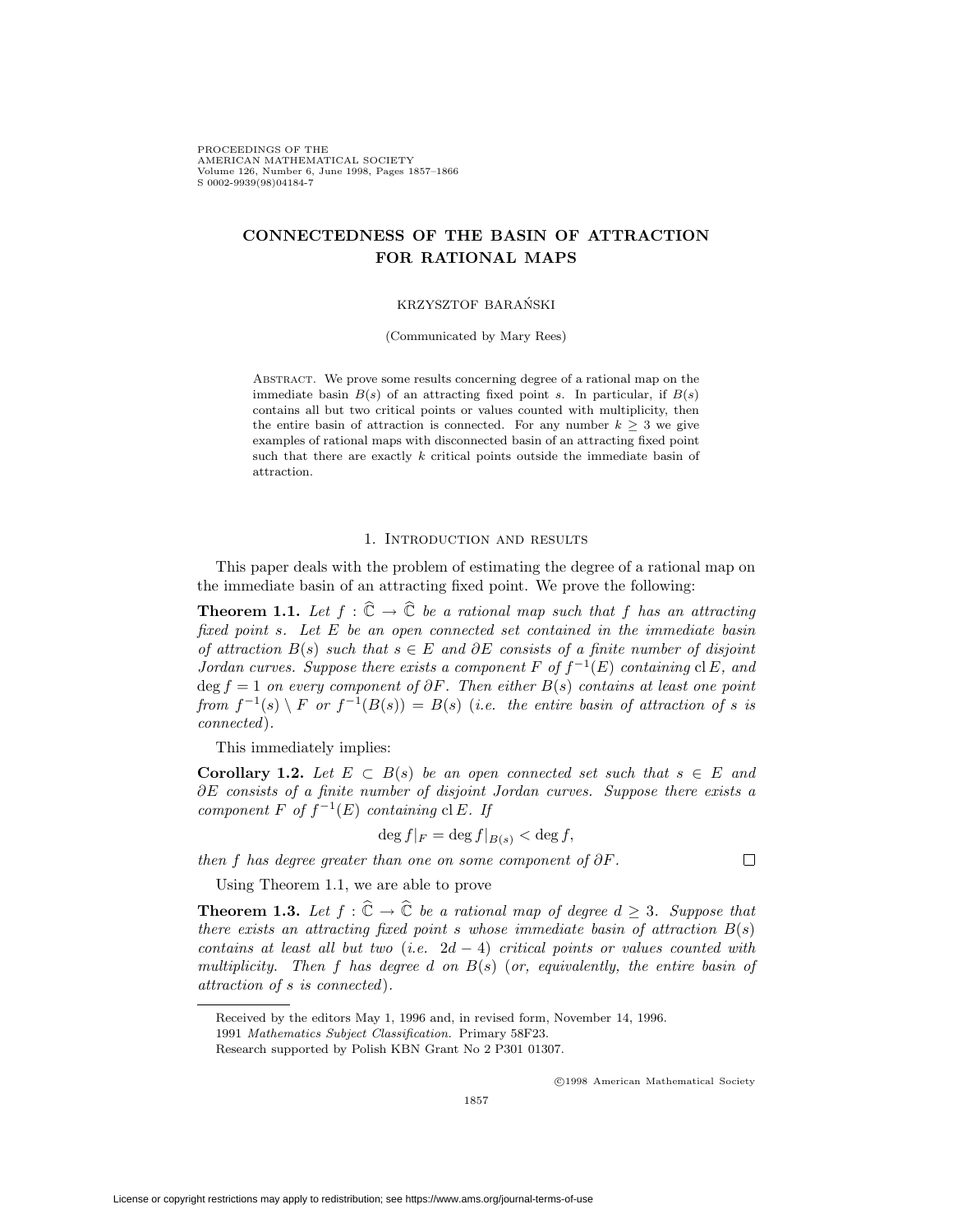# CONNECTEDNESS OF THE BASIN OF ATTRACTION FOR RATIONAL MAPS

KRZYSZTOF BARAŃSKI

(Communicated by Mary Rees)

ABSTRACT. We prove some results concerning degree of a rational map on the immediate basin $B(s)$ of an attracting fixed point $s$. In particular, if $B(s)$ contains all but two critical points or values counted with multiplicity, then the entire basin of attraction is connected. For any number $k \geq 3$ we give examples of rational maps with disconnected basin of an attracting fixed point such that there are exactly $k$ critical points outside the immediate basin of attraction.

## 1. Introduction and results

This paper deals with the problem of estimating the degree of a rational map on the immediate basin of an attracting fixed point. We prove the following:

**Theorem 1.1.** *Let $f : \widehat{\mathbb{C}} \to \widehat{\mathbb{C}}$ be a rational map such that $f$ has an attracting fixed point $s$. Let $E$ be an open connected set contained in the immediate basin of attraction $B(s)$ such that $s \in E$ and $\partial E$ consists of a finite number of disjoint Jordan curves. Suppose there exists a component $F$ of $f^{-1}(E)$ containing $\operatorname{cl} E$, and $\deg f = 1$ on every component of $\partial F$. Then either $B(s)$ contains at least one point from $f^{-1}(s) \setminus F$ or $f^{-1}(B(s)) = B(s)$ (i.e. the entire basin of attraction of $s$ is connected).*

This immediately implies:

**Corollary 1.2.** *Let $E \subset B(s)$ be an open connected set such that $s \in E$ and $\partial E$ consists of a finite number of disjoint Jordan curves. Suppose there exists a component $F$ of $f^{-1}(E)$ containing $\operatorname{cl} E$. If*

$$\deg f|_F = \deg f|_{B(s)} < \deg f,$$

*then $f$ has degree greater than one on some component of $\partial F$.* □

Using Theorem 1.1, we are able to prove

**Theorem 1.3.** *Let $f : \widehat{\mathbb{C}} \to \widehat{\mathbb{C}}$ be a rational map of degree $d \geq 3$. Suppose that there exists an attracting fixed point $s$ whose immediate basin of attraction $B(s)$ contains at least all but two (i.e. $2d - 4$) critical points or values counted with multiplicity. Then $f$ has degree $d$ on $B(s)$ (or, equivalently, the entire basin of attraction of $s$ is connected).*

---

Received by the editors May 1, 1996 and, in revised form, November 14, 1996.

1991 *Mathematics Subject Classification.* Primary 58F23.

Research supported by Polish KBN Grant No 2 P301 01307.

©1998 American Mathematical Society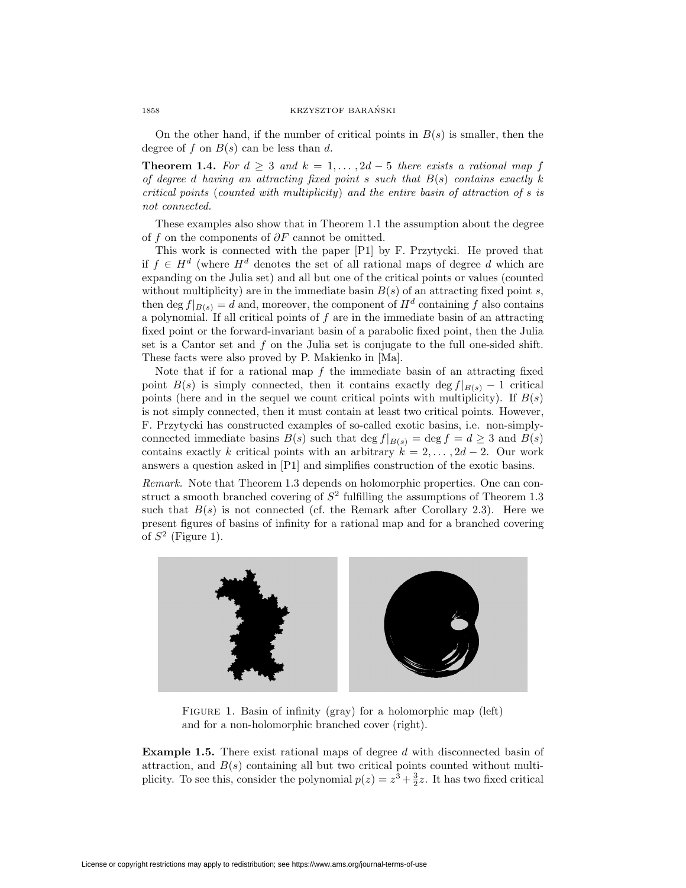On the other hand, if the number of critical points in $B(s)$ is smaller, then the degree of $f$ on $B(s)$ can be less than $d$.

**Theorem 1.4.** *For $d \geq 3$ and $k = 1, \ldots, 2d-5$ there exists a rational map $f$ of degree $d$ having an attracting fixed point $s$ such that $B(s)$ contains exactly $k$ critical points* (*counted with multiplicity*) *and the entire basin of attraction of $s$ is not connected.*

These examples also show that in Theorem 1.1 the assumption about the degree of $f$ on the components of $\partial F$ cannot be omitted.

This work is connected with the paper [P1] by F. Przytycki. He proved that if $f \in H^d$ (where $H^d$ denotes the set of all rational maps of degree $d$ which are expanding on the Julia set) and all but one of the critical points or values (counted without multiplicity) are in the immediate basin $B(s)$ of an attracting fixed point $s$, then $\deg f|_{B(s)} = d$ and, moreover, the component of $H^d$ containing $f$ also contains a polynomial. If all critical points of $f$ are in the immediate basin of an attracting fixed point or the forward-invariant basin of a parabolic fixed point, then the Julia set is a Cantor set and $f$ on the Julia set is conjugate to the full one-sided shift. These facts were also proved by P. Makienko in [Ma].

Note that if for a rational map $f$ the immediate basin of an attracting fixed point $B(s)$ is simply connected, then it contains exactly $\deg f|_{B(s)} - 1$ critical points (here and in the sequel we count critical points with multiplicity). If $B(s)$ is not simply connected, then it must contain at least two critical points. However, F. Przytycki has constructed examples of so-called exotic basins, i.e. non-simply-connected immediate basins $B(s)$ such that $\deg f|_{B(s)} = \deg f = d \geq 3$ and $B(s)$ contains exactly $k$ critical points with an arbitrary $k = 2, \ldots, 2d-2$. Our work answers a question asked in [P1] and simplifies construction of the exotic basins.

*Remark.* Note that Theorem 1.3 depends on holomorphic properties. One can construct a smooth branched covering of $S^2$ fulfilling the assumptions of Theorem 1.3 such that $B(s)$ is not connected (cf. the Remark after Corollary 2.3). Here we present figures of basins of infinity for a rational map and for a branched covering of $S^2$ (Figure 1).

FIGURE 1. Basin of infinity (gray) for a holomorphic map (left) and for a non-holomorphic branched cover (right).

**Example 1.5.** There exist rational maps of degree $d$ with disconnected basin of attraction, and $B(s)$ containing all but two critical points counted without multiplicity. To see this, consider the polynomial $p(z) = z^3 + \frac{3}{2}z$. It has two fixed critical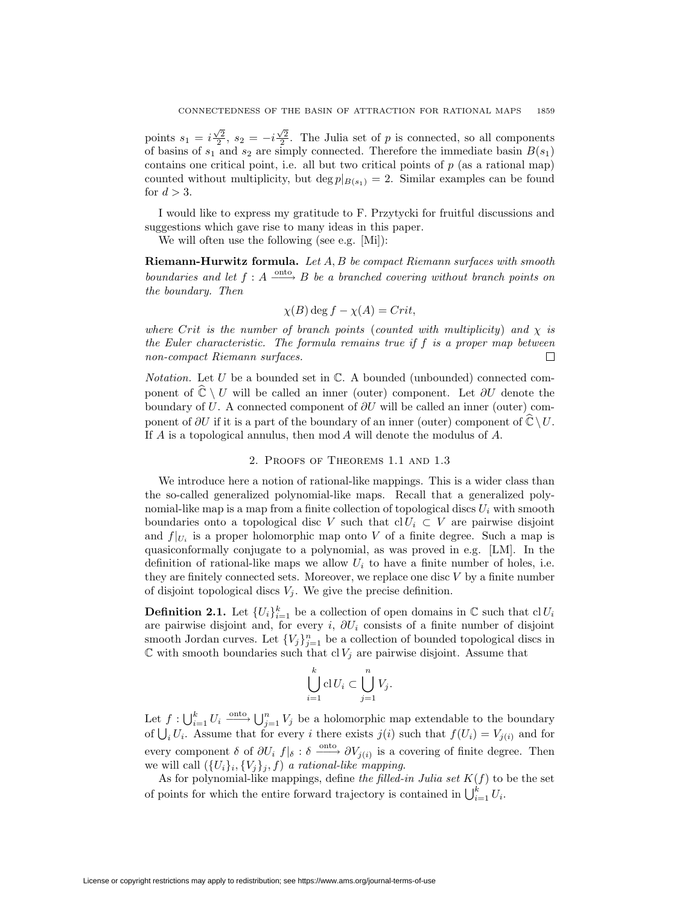points $s_1 = i\frac{\sqrt{2}}{2}$, $s_2 = -i\frac{\sqrt{2}}{2}$. The Julia set of $p$ is connected, so all components of basins of $s_1$ and $s_2$ are simply connected. Therefore the immediate basin $B(s_1)$ contains one critical point, i.e. all but two critical points of $p$ (as a rational map) counted without multiplicity, but $\deg p|_{B(s_1)} = 2$. Similar examples can be found for $d > 3$.

I would like to express my gratitude to F. Przytycki for fruitful discussions and suggestions which gave rise to many ideas in this paper.

We will often use the following (see e.g. [Mi]):

**Riemann-Hurwitz formula.** *Let $A, B$ be compact Riemann surfaces with smooth boundaries and let $f : A \xrightarrow{\text{onto}} B$ be a branched covering without branch points on the boundary. Then*

$$\chi(B) \deg f - \chi(A) = Crit,$$

*where $Crit$ is the number of branch points (counted with multiplicity) and $\chi$ is the Euler characteristic. The formula remains true if $f$ is a proper map between non-compact Riemann surfaces.* □

*Notation.* Let $U$ be a bounded set in $\mathbb{C}$. A bounded (unbounded) connected component of $\widehat{\mathbb{C}} \setminus U$ will be called an inner (outer) component. Let $\partial U$ denote the boundary of $U$. A connected component of $\partial U$ will be called an inner (outer) component of $\partial U$ if it is a part of the boundary of an inner (outer) component of $\widehat{\mathbb{C}} \setminus U$. If $A$ is a topological annulus, then $\operatorname{mod} A$ will denote the modulus of $A$.

## 2. Proofs of Theorems 1.1 and 1.3

We introduce here a notion of rational-like mappings. This is a wider class than the so-called generalized polynomial-like maps. Recall that a generalized polynomial-like map is a map from a finite collection of topological discs $U_i$ with smooth boundaries onto a topological disc $V$ such that $\operatorname{cl} U_i \subset V$ are pairwise disjoint and $f|_{U_i}$ is a proper holomorphic map onto $V$ of a finite degree. Such a map is quasiconformally conjugate to a polynomial, as was proved in e.g. [LM]. In the definition of rational-like maps we allow $U_i$ to have a finite number of holes, i.e. they are finitely connected sets. Moreover, we replace one disc $V$ by a finite number of disjoint topological discs $V_j$. We give the precise definition.

**Definition 2.1.** Let $\{U_i\}_{i=1}^k$ be a collection of open domains in $\mathbb{C}$ such that $\operatorname{cl} U_i$ are pairwise disjoint and, for every $i$, $\partial U_i$ consists of a finite number of disjoint smooth Jordan curves. Let $\{V_j\}_{j=1}^n$ be a collection of bounded topological discs in $\mathbb{C}$ with smooth boundaries such that $\operatorname{cl} V_j$ are pairwise disjoint. Assume that

$$\bigcup_{i=1}^k \operatorname{cl} U_i \subset \bigcup_{j=1}^n V_j.$$

Let $f : \bigcup_{i=1}^k U_i \xrightarrow{\text{onto}} \bigcup_{j=1}^n V_j$ be a holomorphic map extendable to the boundary of $\bigcup_i U_i$. Assume that for every $i$ there exists $j(i)$ such that $f(U_i) = V_{j(i)}$ and for every component $\delta$ of $\partial U_i$ $f|_\delta : \delta \xrightarrow{\text{onto}} \partial V_{j(i)}$ is a covering of finite degree. Then we will call $(\{U_i\}_i, \{V_j\}_j, f)$ *a rational-like mapping*.

As for polynomial-like mappings, define *the filled-in Julia set* $K(f)$ to be the set of points for which the entire forward trajectory is contained in $\bigcup_{i=1}^k U_i$.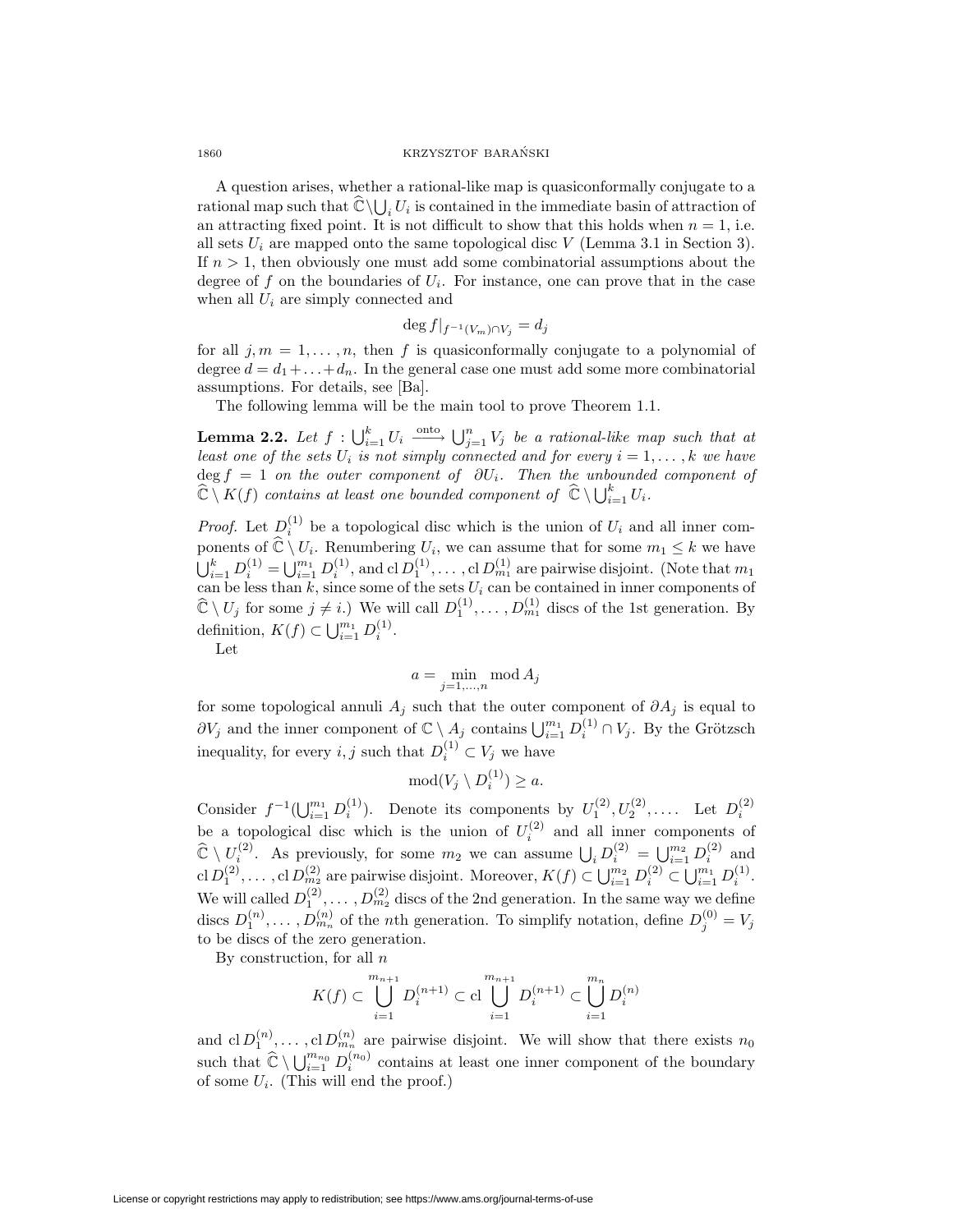A question arises, whether a rational-like map is quasiconformally conjugate to a rational map such that $\widehat{\mathbb{C}} \setminus \bigcup_i U_i$ is contained in the immediate basin of attraction of an attracting fixed point. It is not difficult to show that this holds when $n = 1$, i.e. all sets $U_i$ are mapped onto the same topological disc $V$ (Lemma 3.1 in Section 3). If $n > 1$, then obviously one must add some combinatorial assumptions about the degree of $f$ on the boundaries of $U_i$. For instance, one can prove that in the case when all $U_i$ are simply connected and

$$\deg f|_{f^{-1}(V_m) \cap V_j} = d_j$$

for all $j, m = 1, \ldots, n$, then $f$ is quasiconformally conjugate to a polynomial of degree $d = d_1 + \ldots + d_n$. In the general case one must add some more combinatorial assumptions. For details, see [Ba].

The following lemma will be the main tool to prove Theorem 1.1.

**Lemma 2.2.** *Let $f : \bigcup_{i=1}^k U_i \xrightarrow{\text{onto}} \bigcup_{j=1}^n V_j$ be a rational-like map such that at least one of the sets $U_i$ is not simply connected and for every $i = 1, \ldots, k$ we have $\deg f = 1$ on the outer component of $\partial U_i$. Then the unbounded component of $\widehat{\mathbb{C}} \setminus K(f)$ contains at least one bounded component of $\widehat{\mathbb{C}} \setminus \bigcup_{i=1}^k U_i$.*

*Proof.* Let $D_i^{(1)}$ be a topological disc which is the union of $U_i$ and all inner components of $\widehat{\mathbb{C}} \setminus U_i$. Renumbering $U_i$, we can assume that for some $m_1 \le k$ we have $\bigcup_{i=1}^k D_i^{(1)} = \bigcup_{i=1}^{m_1} D_i^{(1)}$, and $\operatorname{cl} D_1^{(1)}, \ldots, \operatorname{cl} D_{m_1}^{(1)}$ are pairwise disjoint. (Note that $m_1$ can be less than $k$, since some of the sets $U_i$ can be contained in inner components of $\widehat{\mathbb{C}} \setminus U_j$ for some $j \neq i$.) We will call $D_1^{(1)}, \ldots, D_{m_1}^{(1)}$ discs of the 1st generation. By definition, $K(f) \subset \bigcup_{i=1}^{m_1} D_i^{(1)}$.

Let

$$a = \min_{j=1,\ldots,n} \operatorname{mod} A_j$$

for some topological annuli $A_j$ such that the outer component of $\partial A_j$ is equal to $\partial V_j$ and the inner component of $\mathbb{C} \setminus A_j$ contains $\bigcup_{i=1}^{m_1} D_i^{(1)} \cap V_j$. By the Grötzsch inequality, for every $i, j$ such that $D_i^{(1)} \subset V_j$ we have

$$\operatorname{mod}(V_j \setminus D_i^{(1)}) \ge a.$$

Consider $f^{-1}(\bigcup_{i=1}^{m_1} D_i^{(1)})$. Denote its components by $U_1^{(2)}, U_2^{(2)}, \ldots$. Let $D_i^{(2)}$ be a topological disc which is the union of $U_i^{(2)}$ and all inner components of $\widehat{\mathbb{C}} \setminus U_i^{(2)}$. As previously, for some $m_2$ we can assume $\bigcup_i D_i^{(2)} = \bigcup_{i=1}^{m_2} D_i^{(2)}$ and $\operatorname{cl} D_1^{(2)}, \ldots, \operatorname{cl} D_{m_2}^{(2)}$ are pairwise disjoint. Moreover, $K(f) \subset \bigcup_{i=1}^{m_2} D_i^{(2)} \subset \bigcup_{i=1}^{m_1} D_i^{(1)}$. We will called $D_1^{(2)}, \ldots, D_{m_2}^{(2)}$ discs of the 2nd generation. In the same way we define discs $D_1^{(n)}, \ldots, D_{m_n}^{(n)}$ of the $n$th generation. To simplify notation, define $D_j^{(0)} = V_j$ to be discs of the zero generation.

By construction, for all $n$

$$K(f) \subset \bigcup_{i=1}^{m_{n+1}} D_i^{(n+1)} \subset \operatorname{cl} \bigcup_{i=1}^{m_{n+1}} D_i^{(n+1)} \subset \bigcup_{i=1}^{m_n} D_i^{(n)}$$

and $\operatorname{cl} D_1^{(n)}, \ldots, \operatorname{cl} D_{m_n}^{(n)}$ are pairwise disjoint. We will show that there exists $n_0$ such that $\widehat{\mathbb{C}} \setminus \bigcup_{i=1}^{m_{n_0}} D_i^{(n_0)}$ contains at least one inner component of the boundary of some $U_i$. (This will end the proof.)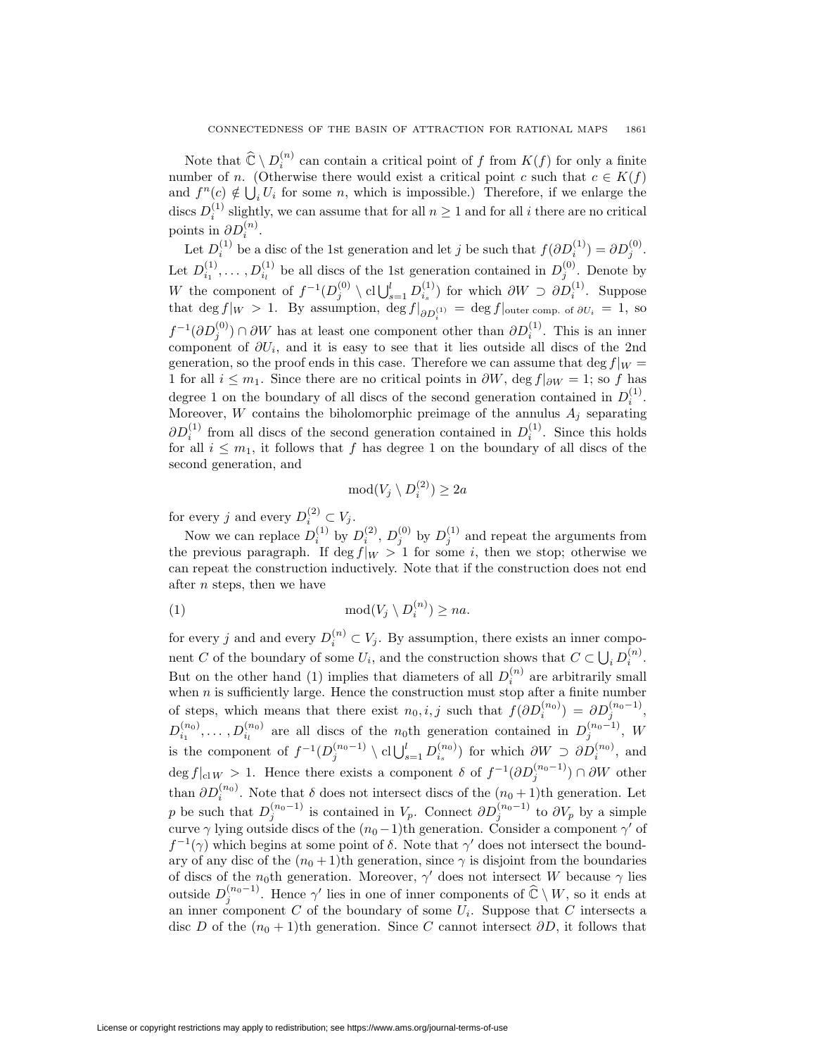Note that $\widehat{\mathbb{C}} \setminus D_i^{(n)}$ can contain a critical point of $f$ from $K(f)$ for only a finite number of $n$. (Otherwise there would exist a critical point $c$ such that $c \in K(f)$ and $f^n(c) \notin \bigcup_i U_i$ for some $n$, which is impossible.) Therefore, if we enlarge the discs $D_i^{(1)}$ slightly, we can assume that for all $n \geq 1$ and for all $i$ there are no critical points in $\partial D_i^{(n)}$.

Let $D_i^{(1)}$ be a disc of the 1st generation and let $j$ be such that $f(\partial D_i^{(1)}) = \partial D_j^{(0)}$. Let $D_{i_1}^{(1)}, \ldots, D_{i_l}^{(1)}$ be all discs of the 1st generation contained in $D_j^{(0)}$. Denote by $W$ the component of $f^{-1}(D_j^{(0)} \setminus \operatorname{cl} \bigcup_{s=1}^{l} D_{i_s}^{(1)})$ for which $\partial W \supset \partial D_i^{(1)}$. Suppose that $\deg f|_W > 1$. By assumption, $\deg f|_{\partial D_i^{(1)}} = \deg f|_{\text{outer comp. of } \partial U_i} = 1$, so $f^{-1}(\partial D_j^{(0)}) \cap \partial W$ has at least one component other than $\partial D_i^{(1)}$. This is an inner component of $\partial U_i$, and it is easy to see that it lies outside all discs of the 2nd generation, so the proof ends in this case. Therefore we can assume that $\deg f|_W = 1$ for all $i \leq m_1$. Since there are no critical points in $\partial W$, $\deg f|_{\partial W} = 1$; so $f$ has degree 1 on the boundary of all discs of the second generation contained in $D_i^{(1)}$. Moreover, $W$ contains the biholomorphic preimage of the annulus $A_j$ separating $\partial D_i^{(1)}$ from all discs of the second generation contained in $D_i^{(1)}$. Since this holds for all $i \leq m_1$, it follows that $f$ has degree 1 on the boundary of all discs of the second generation, and

$$\operatorname{mod}(V_j \setminus D_i^{(2)}) \geq 2a$$

for every $j$ and every $D_i^{(2)} \subset V_j$.

Now we can replace $D_i^{(1)}$ by $D_i^{(2)}$, $D_j^{(0)}$ by $D_j^{(1)}$ and repeat the arguments from the previous paragraph. If $\deg f|_W > 1$ for some $i$, then we stop; otherwise we can repeat the construction inductively. Note that if the construction does not end after $n$ steps, then we have

$$\operatorname{mod}(V_j \setminus D_i^{(n)}) \geq na. \tag{1}$$

for every $j$ and and every $D_i^{(n)} \subset V_j$. By assumption, there exists an inner component $C$ of the boundary of some $U_i$, and the construction shows that $C \subset \bigcup_i D_i^{(n)}$. But on the other hand (1) implies that diameters of all $D_i^{(n)}$ are arbitrarily small when $n$ is sufficiently large. Hence the construction must stop after a finite number of steps, which means that there exist $n_0, i, j$ such that $f(\partial D_i^{(n_0)}) = \partial D_j^{(n_0-1)}$, $D_{i_1}^{(n_0)}, \ldots, D_{i_l}^{(n_0)}$ are all discs of the $n_0$th generation contained in $D_j^{(n_0-1)}$, $W$ is the component of $f^{-1}(D_j^{(n_0-1)} \setminus \operatorname{cl} \bigcup_{s=1}^{l} D_{i_s}^{(n_0)})$ for which $\partial W \supset \partial D_i^{(n_0)}$, and $\deg f|_{\operatorname{cl} W} > 1$. Hence there exists a component $\delta$ of $f^{-1}(\partial D_j^{(n_0-1)}) \cap \partial W$ other than $\partial D_i^{(n_0)}$. Note that $\delta$ does not intersect discs of the $(n_0+1)$th generation. Let $p$ be such that $D_j^{(n_0-1)}$ is contained in $V_p$. Connect $\partial D_j^{(n_0-1)}$ to $\partial V_p$ by a simple curve $\gamma$ lying outside discs of the $(n_0-1)$th generation. Consider a component $\gamma'$ of $f^{-1}(\gamma)$ which begins at some point of $\delta$. Note that $\gamma'$ does not intersect the boundary of any disc of the $(n_0+1)$th generation, since $\gamma$ is disjoint from the boundaries of discs of the $n_0$th generation. Moreover, $\gamma'$ does not intersect $W$ because $\gamma$ lies outside $D_j^{(n_0-1)}$. Hence $\gamma'$ lies in one of inner components of $\widehat{\mathbb{C}} \setminus W$, so it ends at an inner component $C$ of the boundary of some $U_i$. Suppose that $C$ intersects a disc $D$ of the $(n_0+1)$th generation. Since $C$ cannot intersect $\partial D$, it follows that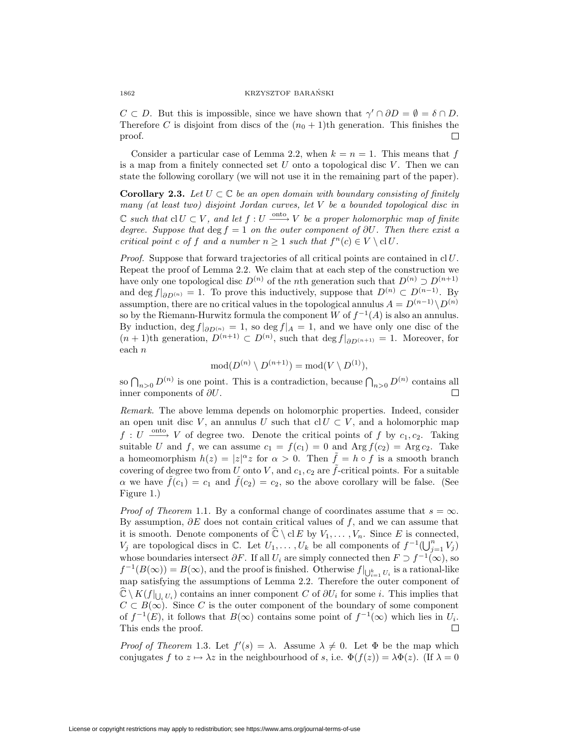$C \subset D$. But this is impossible, since we have shown that $\gamma' \cap \partial D = \emptyset = \delta \cap D$. Therefore $C$ is disjoint from discs of the $(n_0+1)$th generation. This finishes the proof. $\square$

Consider a particular case of Lemma 2.2, when $k = n = 1$. This means that $f$ is a map from a finitely connected set $U$ onto a topological disc $V$. Then we can state the following corollary (we will not use it in the remaining part of the paper).

**Corollary 2.3.** *Let $U \subset \mathbb{C}$ be an open domain with boundary consisting of finitely many (at least two) disjoint Jordan curves, let $V$ be a bounded topological disc in $\mathbb{C}$ such that $\operatorname{cl} U \subset V$, and let $f : U \xrightarrow{\text{onto}} V$ be a proper holomorphic map of finite degree. Suppose that $\deg f = 1$ on the outer component of $\partial U$. Then there exist a critical point $c$ of $f$ and a number $n \geq 1$ such that $f^n(c) \in V \setminus \operatorname{cl} U$.*

*Proof.* Suppose that forward trajectories of all critical points are contained in $\operatorname{cl} U$. Repeat the proof of Lemma 2.2. We claim that at each step of the construction we have only one topological disc $D^{(n)}$ of the $n$th generation such that $D^{(n)} \supset D^{(n+1)}$ and $\deg f|_{\partial D^{(n)}} = 1$. To prove this inductively, suppose that $D^{(n)} \subset D^{(n-1)}$. By assumption, there are no critical values in the topological annulus $A = D^{(n-1)} \setminus D^{(n)}$ so by the Riemann-Hurwitz formula the component $W$ of $f^{-1}(A)$ is also an annulus. By induction, $\deg f|_{\partial D^{(n)}} = 1$, so $\deg f|_A = 1$, and we have only one disc of the $(n+1)$th generation, $D^{(n+1)} \subset D^{(n)}$, such that $\deg f|_{\partial D^{(n+1)}} = 1$. Moreover, for each $n$

$$\operatorname{mod}(D^{(n)} \setminus D^{(n+1)}) = \operatorname{mod}(V \setminus D^{(1)}),$$

so $\bigcap_{n>0} D^{(n)}$ is one point. This is a contradiction, because $\bigcap_{n>0} D^{(n)}$ contains all inner components of $\partial U$. $\square$

*Remark.* The above lemma depends on holomorphic properties. Indeed, consider an open unit disc $V$, an annulus $U$ such that $\operatorname{cl} U \subset V$, and a holomorphic map $f : U \xrightarrow{\text{onto}} V$ of degree two. Denote the critical points of $f$ by $c_1, c_2$. Taking suitable $U$ and $f$, we can assume $c_1 = f(c_1) = 0$ and $\operatorname{Arg} f(c_2) = \operatorname{Arg} c_2$. Take a homeomorphism $h(z) = |z|^\alpha z$ for $\alpha > 0$. Then $\tilde{f} = h \circ f$ is a smooth branch covering of degree two from $U$ onto $V$, and $c_1, c_2$ are $\tilde{f}$-critical points. For a suitable $\alpha$ we have $\tilde{f}(c_1) = c_1$ and $\tilde{f}(c_2) = c_2$, so the above corollary will be false. (See Figure 1.)

*Proof of Theorem* 1.1. By a conformal change of coordinates assume that $s = \infty$. By assumption, $\partial E$ does not contain critical values of $f$, and we can assume that it is smooth. Denote components of $\widehat{\mathbb{C}} \setminus \operatorname{cl} E$ by $V_1, \ldots, V_n$. Since $E$ is connected, $V_j$ are topological discs in $\mathbb{C}$. Let $U_1, \ldots, U_k$ be all components of $f^{-1}(\bigcup_{j=1}^n V_j)$ whose boundaries intersect $\partial F$. If all $U_i$ are simply connected then $F \supset f^{-1}(\infty)$, so $f^{-1}(B(\infty)) = B(\infty)$, and the proof is finished. Otherwise $f|_{\bigcup_{i=1}^k U_i}$ is a rational-like map satisfying the assumptions of Lemma 2.2. Therefore the outer component of $\widehat{\mathbb{C}} \setminus K(f|_{\bigcup_i U_i})$ contains an inner component $C$ of $\partial U_i$ for some $i$. This implies that $C \subset B(\infty)$. Since $C$ is the outer component of the boundary of some component of $f^{-1}(E)$, it follows that $B(\infty)$ contains some point of $f^{-1}(\infty)$ which lies in $U_i$. This ends the proof. $\square$

*Proof of Theorem* 1.3. Let $f'(s) = \lambda$. Assume $\lambda \neq 0$. Let $\Phi$ be the map which conjugates $f$ to $z \mapsto \lambda z$ in the neighbourhood of $s$, i.e. $\Phi(f(z)) = \lambda \Phi(z)$. (If $\lambda = 0$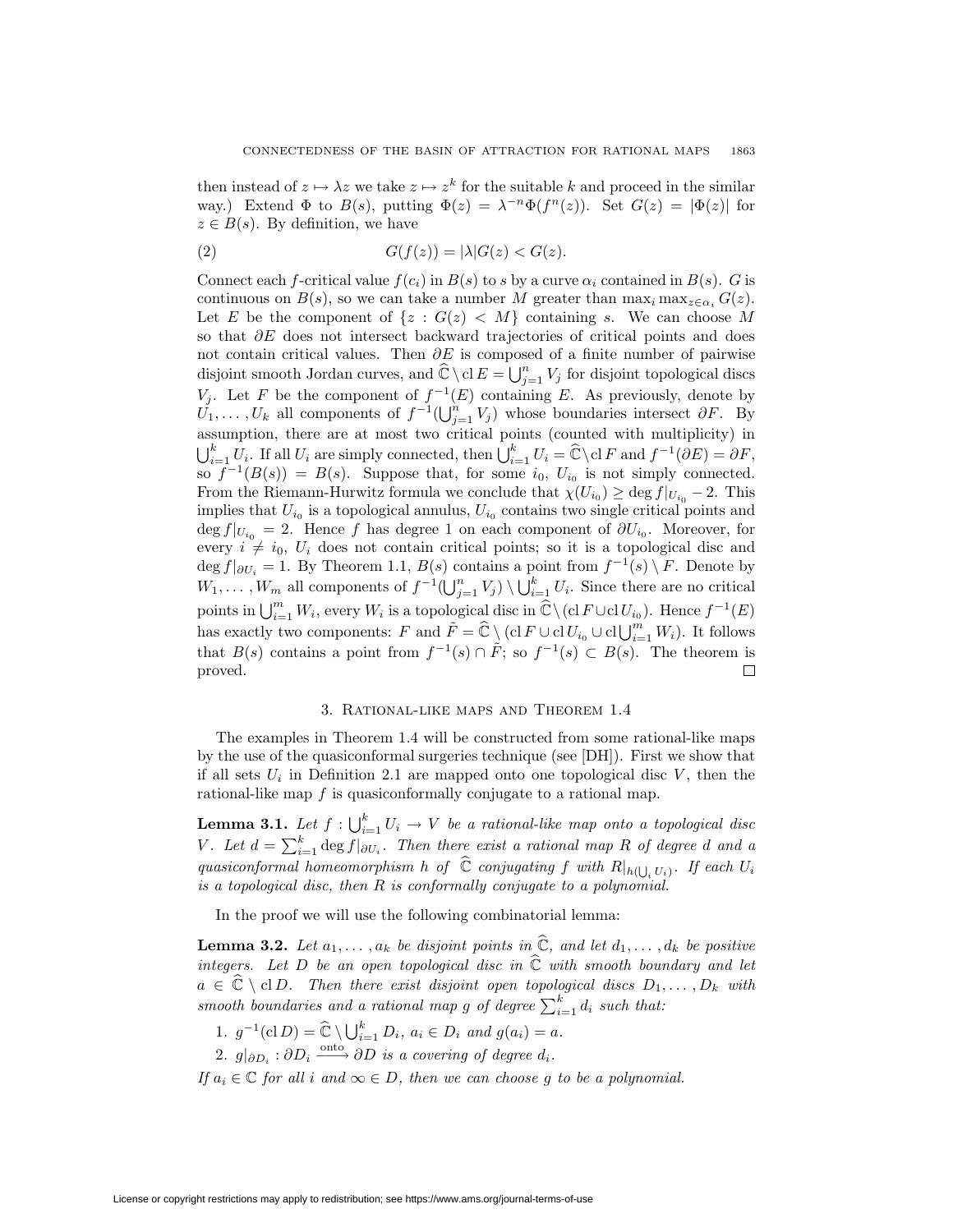then instead of $z \mapsto \lambda z$ we take $z \mapsto z^k$ for the suitable $k$ and proceed in the similar way.) Extend $\Phi$ to $B(s)$, putting $\Phi(z) = \lambda^{-n}\Phi(f^n(z))$. Set $G(z) = |\Phi(z)|$ for $z \in B(s)$. By definition, we have

$$G(f(z)) = |\lambda| G(z) < G(z). \tag{2}$$

Connect each $f$-critical value $f(c_i)$ in $B(s)$ to $s$ by a curve $\alpha_i$ contained in $B(s)$. $G$ is continuous on $B(s)$, so we can take a number $M$ greater than $\max_i \max_{z\in\alpha_i} G(z)$. Let $E$ be the component of $\{z : G(z) < M\}$ containing $s$. We can choose $M$ so that $\partial E$ does not intersect backward trajectories of critical points and does not contain critical values. Then $\partial E$ is composed of a finite number of pairwise disjoint smooth Jordan curves, and $\widehat{\mathbb{C}} \setminus \operatorname{cl} E = \bigcup_{j=1}^n V_j$ for disjoint topological discs $V_j$. Let $F$ be the component of $f^{-1}(E)$ containing $E$. As previously, denote by $U_1, \dots, U_k$ all components of $f^{-1}(\bigcup_{j=1}^n V_j)$ whose boundaries intersect $\partial F$. By assumption, there are at most two critical points (counted with multiplicity) in $\bigcup_{i=1}^k U_i$. If all $U_i$ are simply connected, then $\bigcup_{i=1}^k U_i = \widehat{\mathbb{C}} \setminus \operatorname{cl} F$ and $f^{-1}(\partial E) = \partial F$, so $f^{-1}(B(s)) = B(s)$. Suppose that, for some $i_0$, $U_{i_0}$ is not simply connected. From the Riemann-Hurwitz formula we conclude that $\chi(U_{i_0}) \geq \deg f|_{U_{i_0}} - 2$. This implies that $U_{i_0}$ is a topological annulus, $U_{i_0}$ contains two single critical points and $\deg f|_{U_{i_0}} = 2$. Hence $f$ has degree 1 on each component of $\partial U_{i_0}$. Moreover, for every $i \neq i_0$, $U_i$ does not contain critical points; so it is a topological disc and $\deg f|_{\partial U_i} = 1$. By Theorem 1.1, $B(s)$ contains a point from $f^{-1}(s) \setminus F$. Denote by $W_1, \dots, W_m$ all components of $f^{-1}(\bigcup_{j=1}^n V_j) \setminus \bigcup_{i=1}^k U_i$. Since there are no critical points in $\bigcup_{i=1}^m W_i$, every $W_i$ is a topological disc in $\widehat{\mathbb{C}} \setminus (\operatorname{cl} F \cup \operatorname{cl} U_{i_0})$. Hence $f^{-1}(E)$ has exactly two components: $F$ and $\tilde{F} = \widehat{\mathbb{C}} \setminus (\operatorname{cl} F \cup \operatorname{cl} U_{i_0} \cup \operatorname{cl} \bigcup_{i=1}^m W_i)$. It follows that $B(s)$ contains a point from $f^{-1}(s) \cap \tilde{F}$; so $f^{-1}(s) \subset B(s)$. The theorem is proved. □

## 3. Rational-like maps and Theorem 1.4

The examples in Theorem 1.4 will be constructed from some rational-like maps by the use of the quasiconformal surgeries technique (see [DH]). First we show that if all sets $U_i$ in Definition 2.1 are mapped onto one topological disc $V$, then the rational-like map $f$ is quasiconformally conjugate to a rational map.

**Lemma 3.1.** *Let $f : \bigcup_{i=1}^k U_i \to V$ be a rational-like map onto a topological disc $V$. Let $d = \sum_{i=1}^k \deg f|_{\partial U_i}$. Then there exist a rational map $R$ of degree $d$ and a quasiconformal homeomorphism $h$ of $\widehat{\mathbb{C}}$ conjugating $f$ with $R|_{h(\bigcup_i U_i)}$. If each $U_i$ is a topological disc, then $R$ is conformally conjugate to a polynomial.*

In the proof we will use the following combinatorial lemma:

**Lemma 3.2.** *Let $a_1, \dots, a_k$ be disjoint points in $\widehat{\mathbb{C}}$, and let $d_1, \dots, d_k$ be positive integers. Let $D$ be an open topological disc in $\widehat{\mathbb{C}}$ with smooth boundary and let $a \in \widehat{\mathbb{C}} \setminus \operatorname{cl} D$. Then there exist disjoint open topological discs $D_1, \dots, D_k$ with smooth boundaries and a rational map $g$ of degree $\sum_{i=1}^k d_i$ such that:*

1. *$g^{-1}(\operatorname{cl} D) = \widehat{\mathbb{C}} \setminus \bigcup_{i=1}^k D_i$, $a_i \in D_i$ and $g(a_i) = a$.*
2. *$g|_{\partial D_i} : \partial D_i \xrightarrow{\text{onto}} \partial D$ is a covering of degree $d_i$.*

*If $a_i \in \mathbb{C}$ for all $i$ and $\infty \in D$, then we can choose $g$ to be a polynomial.*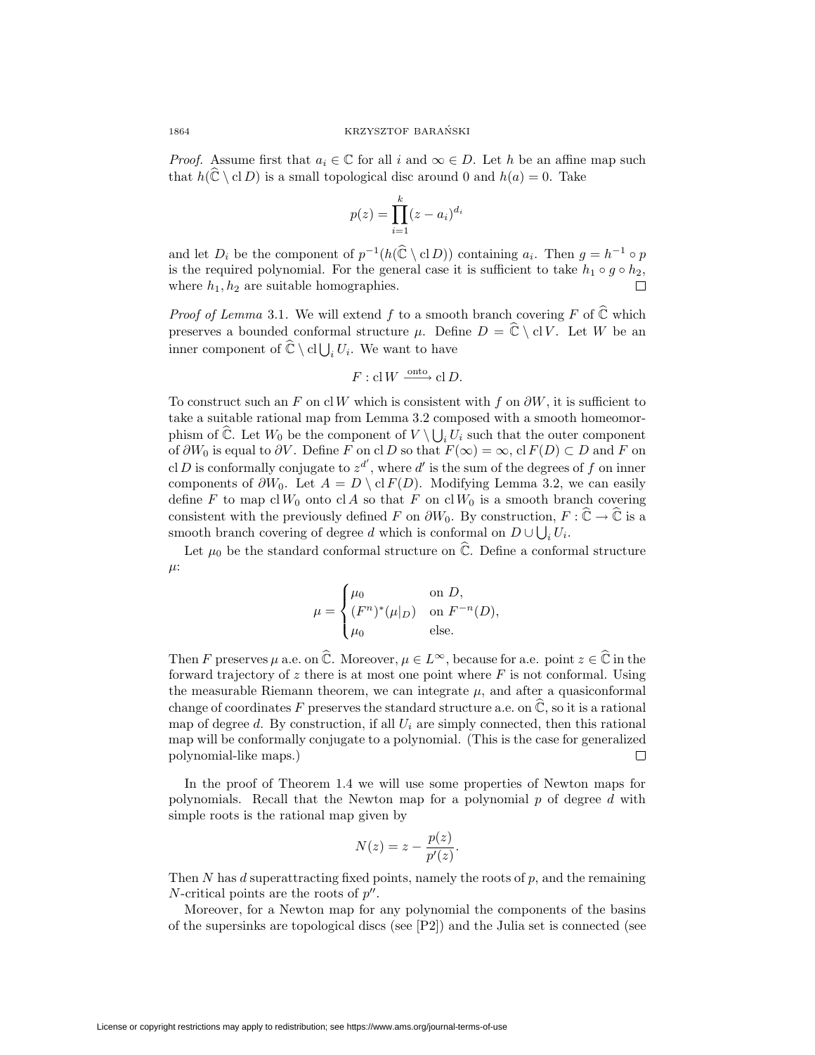*Proof.* Assume first that $a_i \in \mathbb{C}$ for all $i$ and $\infty \in D$. Let $h$ be an affine map such that $h(\widehat{\mathbb{C}} \setminus \operatorname{cl} D)$ is a small topological disc around 0 and $h(a) = 0$. Take

$$p(z) = \prod_{i=1}^{k} (z - a_i)^{d_i}$$

and let $D_i$ be the component of $p^{-1}(h(\widehat{\mathbb{C}} \setminus \operatorname{cl} D))$ containing $a_i$. Then $g = h^{-1} \circ p$ is the required polynomial. For the general case it is sufficient to take $h_1 \circ g \circ h_2$, where $h_1, h_2$ are suitable homographies. □

*Proof of Lemma* 3.1. We will extend $f$ to a smooth branch covering $F$ of $\widehat{\mathbb{C}}$ which preserves a bounded conformal structure $\mu$. Define $D = \widehat{\mathbb{C}} \setminus \operatorname{cl} V$. Let $W$ be an inner component of $\widehat{\mathbb{C}} \setminus \operatorname{cl} \bigcup_i U_i$. We want to have

$$F : \operatorname{cl} W \xrightarrow{\text{onto}} \operatorname{cl} D.$$

To construct such an $F$ on $\operatorname{cl} W$ which is consistent with $f$ on $\partial W$, it is sufficient to take a suitable rational map from Lemma 3.2 composed with a smooth homeomorphism of $\widehat{\mathbb{C}}$. Let $W_0$ be the component of $V \setminus \bigcup_i U_i$ such that the outer component of $\partial W_0$ is equal to $\partial V$. Define $F$ on $\operatorname{cl} D$ so that $F(\infty) = \infty$, $\operatorname{cl} F(D) \subset D$ and $F$ on $\operatorname{cl} D$ is conformally conjugate to $z^{d'}$, where $d'$ is the sum of the degrees of $f$ on inner components of $\partial W_0$. Let $A = D \setminus \operatorname{cl} F(D)$. Modifying Lemma 3.2, we can easily define $F$ to map $\operatorname{cl} W_0$ onto $\operatorname{cl} A$ so that $F$ on $\operatorname{cl} W_0$ is a smooth branch covering consistent with the previously defined $F$ on $\partial W_0$. By construction, $F : \widehat{\mathbb{C}} \to \widehat{\mathbb{C}}$ is a smooth branch covering of degree $d$ which is conformal on $D \cup \bigcup_i U_i$.

Let $\mu_0$ be the standard conformal structure on $\widehat{\mathbb{C}}$. Define a conformal structure $\mu$:

$$\mu = \begin{cases} \mu_0 & \text{on } D, \\ (F^n)^*(\mu|_D) & \text{on } F^{-n}(D), \\ \mu_0 & \text{else.} \end{cases}$$

Then $F$ preserves $\mu$ a.e. on $\widehat{\mathbb{C}}$. Moreover, $\mu \in L^\infty$, because for a.e. point $z \in \widehat{\mathbb{C}}$ in the forward trajectory of $z$ there is at most one point where $F$ is not conformal. Using the measurable Riemann theorem, we can integrate $\mu$, and after a quasiconformal change of coordinates $F$ preserves the standard structure a.e. on $\widehat{\mathbb{C}}$, so it is a rational map of degree $d$. By construction, if all $U_i$ are simply connected, then this rational map will be conformally conjugate to a polynomial. (This is the case for generalized polynomial-like maps.) □

In the proof of Theorem 1.4 we will use some properties of Newton maps for polynomials. Recall that the Newton map for a polynomial $p$ of degree $d$ with simple roots is the rational map given by

$$N(z) = z - \frac{p(z)}{p'(z)}.$$

Then $N$ has $d$ superattracting fixed points, namely the roots of $p$, and the remaining $N$-critical points are the roots of $p''$.

Moreover, for a Newton map for any polynomial the components of the basins of the supersinks are topological discs (see [P2]) and the Julia set is connected (see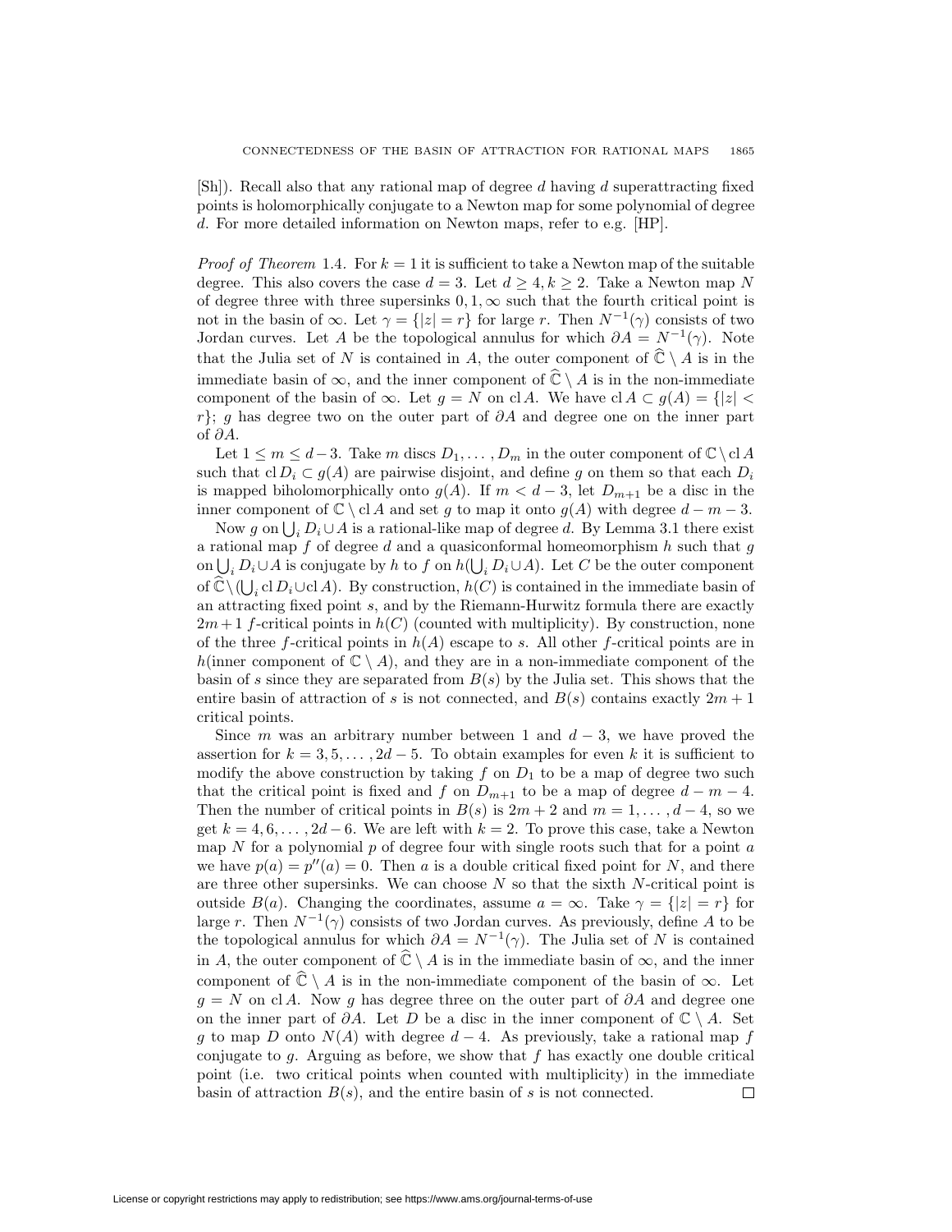[Sh]). Recall also that any rational map of degree $d$ having $d$ superattracting fixed points is holomorphically conjugate to a Newton map for some polynomial of degree $d$. For more detailed information on Newton maps, refer to e.g. [HP].

*Proof of Theorem* 1.4. For $k = 1$ it is sufficient to take a Newton map of the suitable degree. This also covers the case $d = 3$. Let $d \geq 4, k \geq 2$. Take a Newton map $N$ of degree three with three supersinks $0, 1, \infty$ such that the fourth critical point is not in the basin of $\infty$. Let $\gamma = \{|z| = r\}$ for large $r$. Then $N^{-1}(\gamma)$ consists of two Jordan curves. Let $A$ be the topological annulus for which $\partial A = N^{-1}(\gamma)$. Note that the Julia set of $N$ is contained in $A$, the outer component of $\widehat{\mathbb{C}} \setminus A$ is in the immediate basin of $\infty$, and the inner component of $\widehat{\mathbb{C}} \setminus A$ is in the non-immediate component of the basin of $\infty$. Let $g = N$ on $\operatorname{cl} A$. We have $\operatorname{cl} A \subset g(A) = \{|z| < r\}$; $g$ has degree two on the outer part of $\partial A$ and degree one on the inner part of $\partial A$.

Let $1 \leq m \leq d-3$. Take $m$ discs $D_1, \ldots, D_m$ in the outer component of $\mathbb{C} \setminus \operatorname{cl} A$ such that $\operatorname{cl} D_i \subset g(A)$ are pairwise disjoint, and define $g$ on them so that each $D_i$ is mapped biholomorphically onto $g(A)$. If $m < d-3$, let $D_{m+1}$ be a disc in the inner component of $\mathbb{C} \setminus \operatorname{cl} A$ and set $g$ to map it onto $g(A)$ with degree $d - m - 3$.

Now $g$ on $\bigcup_i D_i \cup A$ is a rational-like map of degree $d$. By Lemma 3.1 there exist a rational map $f$ of degree $d$ and a quasiconformal homeomorphism $h$ such that $g$ on $\bigcup_i D_i \cup A$ is conjugate by $h$ to $f$ on $h(\bigcup_i D_i \cup A)$. Let $C$ be the outer component of $\widehat{\mathbb{C}} \setminus (\bigcup_i \operatorname{cl} D_i \cup \operatorname{cl} A)$. By construction, $h(C)$ is contained in the immediate basin of an attracting fixed point $s$, and by the Riemann-Hurwitz formula there are exactly $2m+1$ $f$-critical points in $h(C)$ (counted with multiplicity). By construction, none of the three $f$-critical points in $h(A)$ escape to $s$. All other $f$-critical points are in $h(\text{inner component of } \mathbb{C} \setminus A)$, and they are in a non-immediate component of the basin of $s$ since they are separated from $B(s)$ by the Julia set. This shows that the entire basin of attraction of $s$ is not connected, and $B(s)$ contains exactly $2m+1$ critical points.

Since $m$ was an arbitrary number between 1 and $d-3$, we have proved the assertion for $k = 3, 5, \ldots, 2d-5$. To obtain examples for even $k$ it is sufficient to modify the above construction by taking $f$ on $D_1$ to be a map of degree two such that the critical point is fixed and $f$ on $D_{m+1}$ to be a map of degree $d-m-4$. Then the number of critical points in $B(s)$ is $2m+2$ and $m = 1, \ldots, d-4$, so we get $k = 4, 6, \ldots, 2d-6$. We are left with $k = 2$. To prove this case, take a Newton map $N$ for a polynomial $p$ of degree four with single roots such that for a point $a$ we have $p(a) = p''(a) = 0$. Then $a$ is a double critical fixed point for $N$, and there are three other supersinks. We can choose $N$ so that the sixth $N$-critical point is outside $B(a)$. Changing the coordinates, assume $a = \infty$. Take $\gamma = \{|z| = r\}$ for large $r$. Then $N^{-1}(\gamma)$ consists of two Jordan curves. As previously, define $A$ to be the topological annulus for which $\partial A = N^{-1}(\gamma)$. The Julia set of $N$ is contained in $A$, the outer component of $\widehat{\mathbb{C}} \setminus A$ is in the immediate basin of $\infty$, and the inner component of $\widehat{\mathbb{C}} \setminus A$ is in the non-immediate component of the basin of $\infty$. Let $g = N$ on $\operatorname{cl} A$. Now $g$ has degree three on the outer part of $\partial A$ and degree one on the inner part of $\partial A$. Let $D$ be a disc in the inner component of $\mathbb{C} \setminus A$. Set $g$ to map $D$ onto $N(A)$ with degree $d-4$. As previously, take a rational map $f$ conjugate to $g$. Arguing as before, we show that $f$ has exactly one double critical point (i.e. two critical points when counted with multiplicity) in the immediate basin of attraction $B(s)$, and the entire basin of $s$ is not connected. $\square$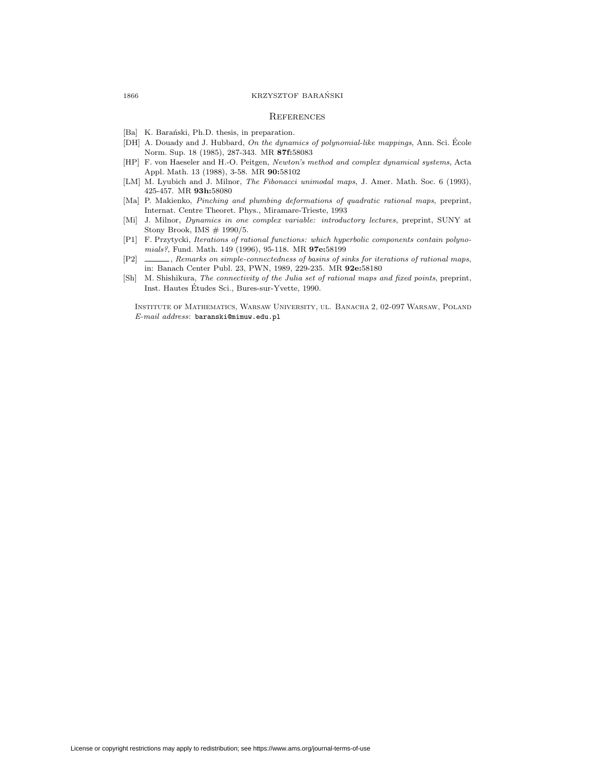## References

- [Ba] K. Barański, Ph.D. thesis, in preparation.
- [DH] A. Douady and J. Hubbard, *On the dynamics of polynomial-like mappings*, Ann. Sci. École Norm. Sup. 18 (1985), 287-343. MR **87f:**58083
- [HP] F. von Haeseler and H.-O. Peitgen, *Newton's method and complex dynamical systems*, Acta Appl. Math. 13 (1988), 3-58. MR **90:**58102
- [LM] M. Lyubich and J. Milnor, *The Fibonacci unimodal maps*, J. Amer. Math. Soc. 6 (1993), 425-457. MR **93h:**58080
- [Ma] P. Makienko, *Pinching and plumbing deformations of quadratic rational maps*, preprint, Internat. Centre Theoret. Phys., Miramare-Trieste, 1993
- [Mi] J. Milnor, *Dynamics in one complex variable: introductory lectures*, preprint, SUNY at Stony Brook, IMS # 1990/5.
- [P1] F. Przytycki, *Iterations of rational functions: which hyperbolic components contain polynomials?*, Fund. Math. 149 (1996), 95-118. MR **97e:**58199
- [P2] ———, *Remarks on simple-connectedness of basins of sinks for iterations of rational maps*, in: Banach Center Publ. 23, PWN, 1989, 229-235. MR **92e:**58180
- [Sh] M. Shishikura, *The connectivity of the Julia set of rational maps and fixed points*, preprint, Inst. Hautes Études Sci., Bures-sur-Yvette, 1990.

Institute of Mathematics, Warsaw University, ul. Banacha 2, 02-097 Warsaw, Poland
*E-mail address*: baranski@mimuw.edu.pl